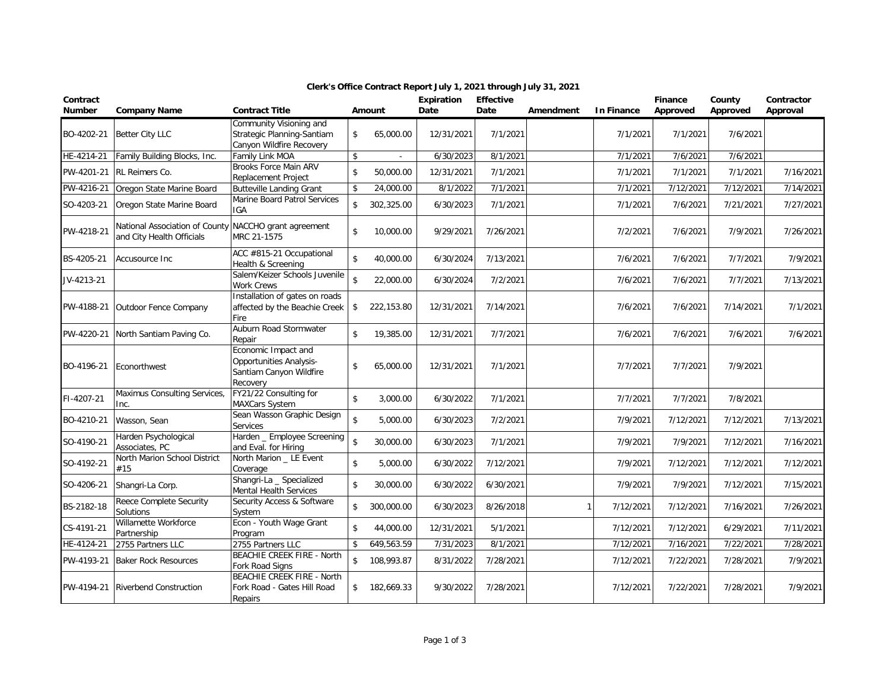# Clerk's Office Contract Report July 1, 2021 through July 31, 2021

| Contract Number | Company Name | Contract Title | Amount | Expiration Date | Effective Date | Amendment | In Finance | Finance Approved | County Approved | Contractor Approval |
|---|---|---|---|---|---|---|---|---|---|---|
| BO-4202-21 | Better City LLC | Community Visioning and Strategic Planning-Santiam Canyon Wildfire Recovery | $ 65,000.00 | 12/31/2021 | 7/1/2021 | | 7/1/2021 | 7/1/2021 | 7/6/2021 | |
| HE-4214-21 | Family Building Blocks, Inc. | Family Link MOA | $ - | 6/30/2023 | 8/1/2021 | | 7/1/2021 | 7/6/2021 | 7/6/2021 | |
| PW-4201-21 | RL Reimers Co. | Brooks Force Main ARV Replacement Project | $ 50,000.00 | 12/31/2021 | 7/1/2021 | | 7/1/2021 | 7/1/2021 | 7/1/2021 | 7/16/2021 |
| PW-4216-21 | Oregon State Marine Board | Butteville Landing Grant | $ 24,000.00 | 8/1/2022 | 7/1/2021 | | 7/1/2021 | 7/12/2021 | 7/12/2021 | 7/14/2021 |
| SO-4203-21 | Oregon State Marine Board | Marine Board Patrol Services IGA | $ 302,325.00 | 6/30/2023 | 7/1/2021 | | 7/1/2021 | 7/6/2021 | 7/21/2021 | 7/27/2021 |
| PW-4218-21 | National Association of County and City Health Officials | NACCHO grant agreement MRC 21-1575 | $ 10,000.00 | 9/29/2021 | 7/26/2021 | | 7/2/2021 | 7/6/2021 | 7/9/2021 | 7/26/2021 |
| BS-4205-21 | Accusource Inc | ACC #815-21 Occupational Health & Screening | $ 40,000.00 | 6/30/2024 | 7/13/2021 | | 7/6/2021 | 7/6/2021 | 7/7/2021 | 7/9/2021 |
| JV-4213-21 | | Salem/Keizer Schools Juvenile Work Crews | $ 22,000.00 | 6/30/2024 | 7/2/2021 | | 7/6/2021 | 7/6/2021 | 7/7/2021 | 7/13/2021 |
| PW-4188-21 | Outdoor Fence Company | Installation of gates on roads affected by the Beachie Creek Fire | $ 222,153.80 | 12/31/2021 | 7/14/2021 | | 7/6/2021 | 7/6/2021 | 7/14/2021 | 7/1/2021 |
| PW-4220-21 | North Santiam Paving Co. | Auburn Road Stormwater Repair | $ 19,385.00 | 12/31/2021 | 7/7/2021 | | 7/6/2021 | 7/6/2021 | 7/6/2021 | 7/6/2021 |
| BO-4196-21 | Econorthwest | Economic Impact and Opportunities Analysis-Santiam Canyon Wildfire Recovery | $ 65,000.00 | 12/31/2021 | 7/1/2021 | | 7/7/2021 | 7/7/2021 | 7/9/2021 | |
| FI-4207-21 | Maximus Consulting Services, Inc. | FY21/22 Consulting for MAXCars System | $ 3,000.00 | 6/30/2022 | 7/1/2021 | | 7/7/2021 | 7/7/2021 | 7/8/2021 | |
| BO-4210-21 | Wasson, Sean | Sean Wasson Graphic Design Services | $ 5,000.00 | 6/30/2023 | 7/2/2021 | | 7/9/2021 | 7/12/2021 | 7/12/2021 | 7/13/2021 |
| SO-4190-21 | Harden Psychological Associates, PC | Harden _ Employee Screening and Eval. for Hiring | $ 30,000.00 | 6/30/2023 | 7/1/2021 | | 7/9/2021 | 7/9/2021 | 7/12/2021 | 7/16/2021 |
| SO-4192-21 | North Marion School District #15 | North Marion _ LE Event Coverage | $ 5,000.00 | 6/30/2022 | 7/12/2021 | | 7/9/2021 | 7/12/2021 | 7/12/2021 | 7/12/2021 |
| SO-4206-21 | Shangri-La Corp. | Shangri-La _ Specialized Mental Health Services | $ 30,000.00 | 6/30/2022 | 6/30/2021 | | 7/9/2021 | 7/9/2021 | 7/12/2021 | 7/15/2021 |
| BS-2182-18 | Reece Complete Security Solutions | Security Access & Software System | $ 300,000.00 | 6/30/2023 | 8/26/2018 | 1 | 7/12/2021 | 7/12/2021 | 7/16/2021 | 7/26/2021 |
| CS-4191-21 | Willamette Workforce Partnership | Econ - Youth Wage Grant Program | $ 44,000.00 | 12/31/2021 | 5/1/2021 | | 7/12/2021 | 7/12/2021 | 6/29/2021 | 7/11/2021 |
| HE-4124-21 | 2755 Partners LLC | 2755 Partners LLC | $ 649,563.59 | 7/31/2023 | 8/1/2021 | | 7/12/2021 | 7/16/2021 | 7/22/2021 | 7/28/2021 |
| PW-4193-21 | Baker Rock Resources | BEACHIE CREEK FIRE - North Fork Road Signs | $ 108,993.87 | 8/31/2022 | 7/28/2021 | | 7/12/2021 | 7/22/2021 | 7/28/2021 | 7/9/2021 |
| PW-4194-21 | Riverbend Construction | BEACHIE CREEK FIRE - North Fork Road - Gates Hill Road Repairs | $ 182,669.33 | 9/30/2022 | 7/28/2021 | | 7/12/2021 | 7/22/2021 | 7/28/2021 | 7/9/2021 |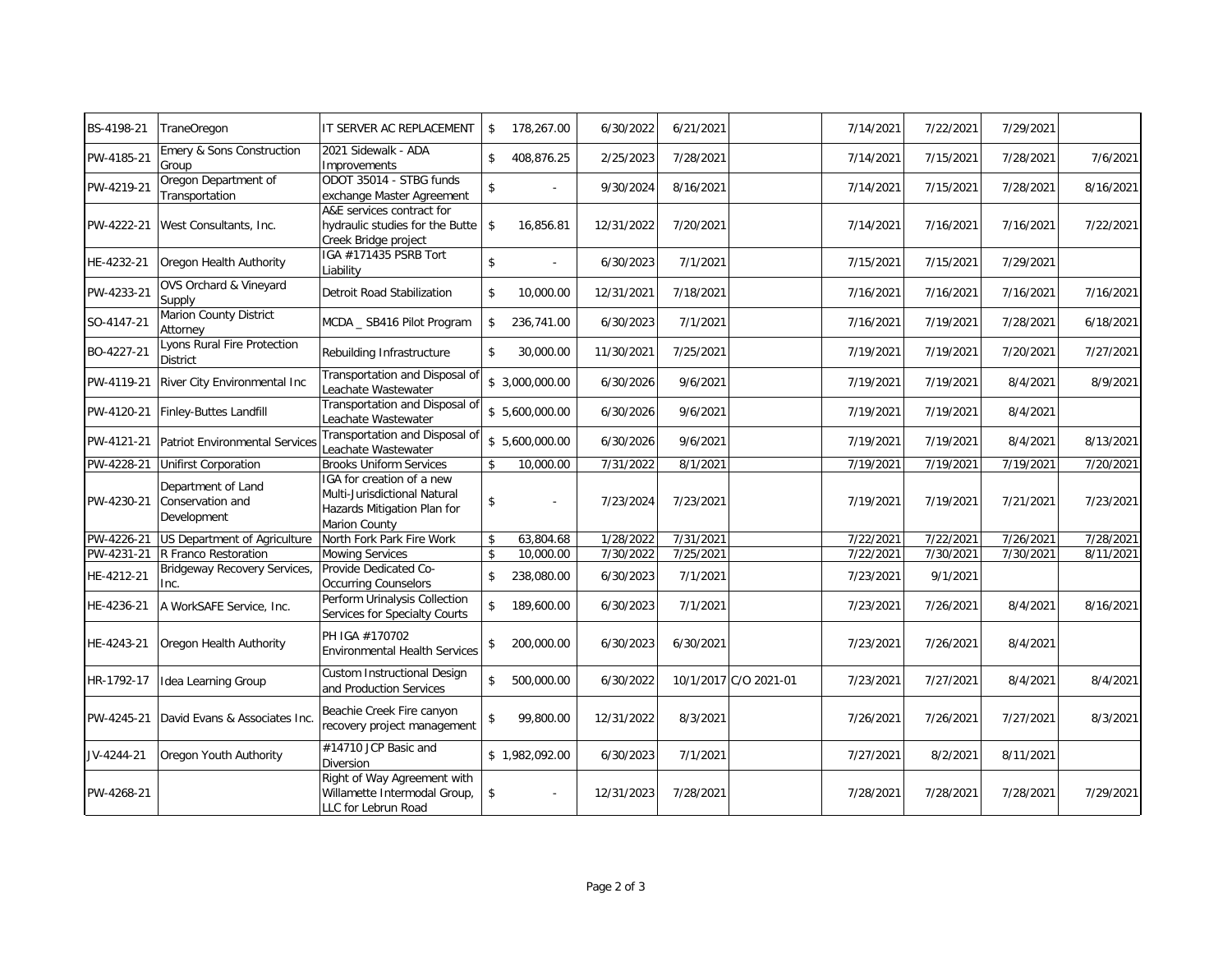| | | | | | | | | | | |
|---|---|---|---|---|---|---|---|---|---|---|
| BS-4198-21 | TraneOregon | IT SERVER AC REPLACEMENT | $ 178,267.00 | 6/30/2022 | 6/21/2021 | | 7/14/2021 | 7/22/2021 | 7/29/2021 | |
| PW-4185-21 | Emery & Sons Construction Group | 2021 Sidewalk - ADA Improvements | $ 408,876.25 | 2/25/2023 | 7/28/2021 | | 7/14/2021 | 7/15/2021 | 7/28/2021 | 7/6/2021 |
| PW-4219-21 | Oregon Department of Transportation | ODOT 35014 - STBG funds exchange Master Agreement | $ - | 9/30/2024 | 8/16/2021 | | 7/14/2021 | 7/15/2021 | 7/28/2021 | 8/16/2021 |
| PW-4222-21 | West Consultants, Inc. | A&E services contract for hydraulic studies for the Butte Creek Bridge project | $ 16,856.81 | 12/31/2022 | 7/20/2021 | | 7/14/2021 | 7/16/2021 | 7/16/2021 | 7/22/2021 |
| HE-4232-21 | Oregon Health Authority | IGA #171435 PSRB Tort Liability | $ - | 6/30/2023 | 7/1/2021 | | 7/15/2021 | 7/15/2021 | 7/29/2021 | |
| PW-4233-21 | OVS Orchard & Vineyard Supply | Detroit Road Stabilization | $ 10,000.00 | 12/31/2021 | 7/18/2021 | | 7/16/2021 | 7/16/2021 | 7/16/2021 | 7/16/2021 |
| SO-4147-21 | Marion County District Attorney | MCDA _ SB416 Pilot Program | $ 236,741.00 | 6/30/2023 | 7/1/2021 | | 7/16/2021 | 7/19/2021 | 7/28/2021 | 6/18/2021 |
| BO-4227-21 | Lyons Rural Fire Protection District | Rebuilding Infrastructure | $ 30,000.00 | 11/30/2021 | 7/25/2021 | | 7/19/2021 | 7/19/2021 | 7/20/2021 | 7/27/2021 |
| PW-4119-21 | River City Environmental Inc | Transportation and Disposal of Leachate Wastewater | $ 3,000,000.00 | 6/30/2026 | 9/6/2021 | | 7/19/2021 | 7/19/2021 | 8/4/2021 | 8/9/2021 |
| PW-4120-21 | Finley-Buttes Landfill | Transportation and Disposal of Leachate Wastewater | $ 5,600,000.00 | 6/30/2026 | 9/6/2021 | | 7/19/2021 | 7/19/2021 | 8/4/2021 | |
| PW-4121-21 | Patriot Environmental Services | Transportation and Disposal of Leachate Wastewater | $ 5,600,000.00 | 6/30/2026 | 9/6/2021 | | 7/19/2021 | 7/19/2021 | 8/4/2021 | 8/13/2021 |
| PW-4228-21 | Unifirst Corporation | Brooks Uniform Services | $ 10,000.00 | 7/31/2022 | 8/1/2021 | | 7/19/2021 | 7/19/2021 | 7/19/2021 | 7/20/2021 |
| PW-4230-21 | Department of Land Conservation and Development | IGA for creation of a new Multi-Jurisdictional Natural Hazards Mitigation Plan for Marion County | $ - | 7/23/2024 | 7/23/2021 | | 7/19/2021 | 7/19/2021 | 7/21/2021 | 7/23/2021 |
| PW-4226-21 | US Department of Agriculture | North Fork Park Fire Work | $ 63,804.68 | 1/28/2022 | 7/31/2021 | | 7/22/2021 | 7/22/2021 | 7/26/2021 | 7/28/2021 |
| PW-4231-21 | R Franco Restoration | Mowing Services | $ 10,000.00 | 7/30/2022 | 7/25/2021 | | 7/22/2021 | 7/30/2021 | 7/30/2021 | 8/11/2021 |
| HE-4212-21 | Bridgeway Recovery Services, Inc. | Provide Dedicated Co-Occurring Counselors | $ 238,080.00 | 6/30/2023 | 7/1/2021 | | 7/23/2021 | 9/1/2021 | | |
| HE-4236-21 | A WorkSAFE Service, Inc. | Perform Urinalysis Collection Services for Specialty Courts | $ 189,600.00 | 6/30/2023 | 7/1/2021 | | 7/23/2021 | 7/26/2021 | 8/4/2021 | 8/16/2021 |
| HE-4243-21 | Oregon Health Authority | PH IGA #170702 Environmental Health Services | $ 200,000.00 | 6/30/2023 | 6/30/2021 | | 7/23/2021 | 7/26/2021 | 8/4/2021 | |
| HR-1792-17 | Idea Learning Group | Custom Instructional Design and Production Services | $ 500,000.00 | 6/30/2022 | 10/1/2017 | C/O 2021-01 | 7/23/2021 | 7/27/2021 | 8/4/2021 | 8/4/2021 |
| PW-4245-21 | David Evans & Associates Inc. | Beachie Creek Fire canyon recovery project management | $ 99,800.00 | 12/31/2022 | 8/3/2021 | | 7/26/2021 | 7/26/2021 | 7/27/2021 | 8/3/2021 |
| JV-4244-21 | Oregon Youth Authority | #14710 JCP Basic and Diversion | $ 1,982,092.00 | 6/30/2023 | 7/1/2021 | | 7/27/2021 | 8/2/2021 | 8/11/2021 | |
| PW-4268-21 | | Right of Way Agreement with Willamette Intermodal Group, LLC for Lebrun Road | $ - | 12/31/2023 | 7/28/2021 | | 7/28/2021 | 7/28/2021 | 7/28/2021 | 7/29/2021 |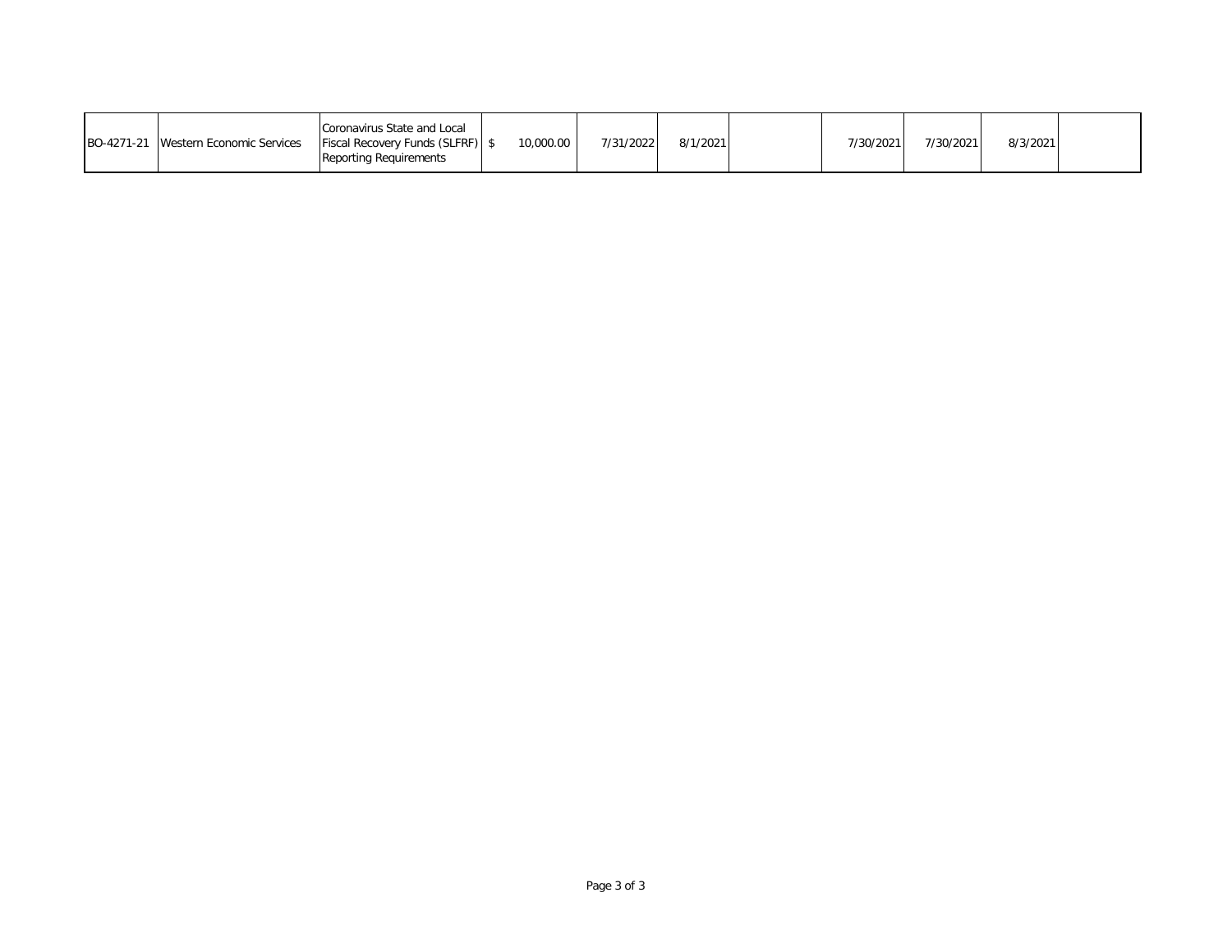| | | | | | | | | | | | |
|---|---|---|---|---|---|---|---|---|---|---|---|
| BO-4271-21 | Western Economic Services | Coronavirus State and Local Fiscal Recovery Funds (SLFRF) Reporting Requirements | $ 10,000.00 | 7/31/2022 | 8/1/2021 | | 7/30/2021 | 7/30/2021 | 8/3/2021 | |